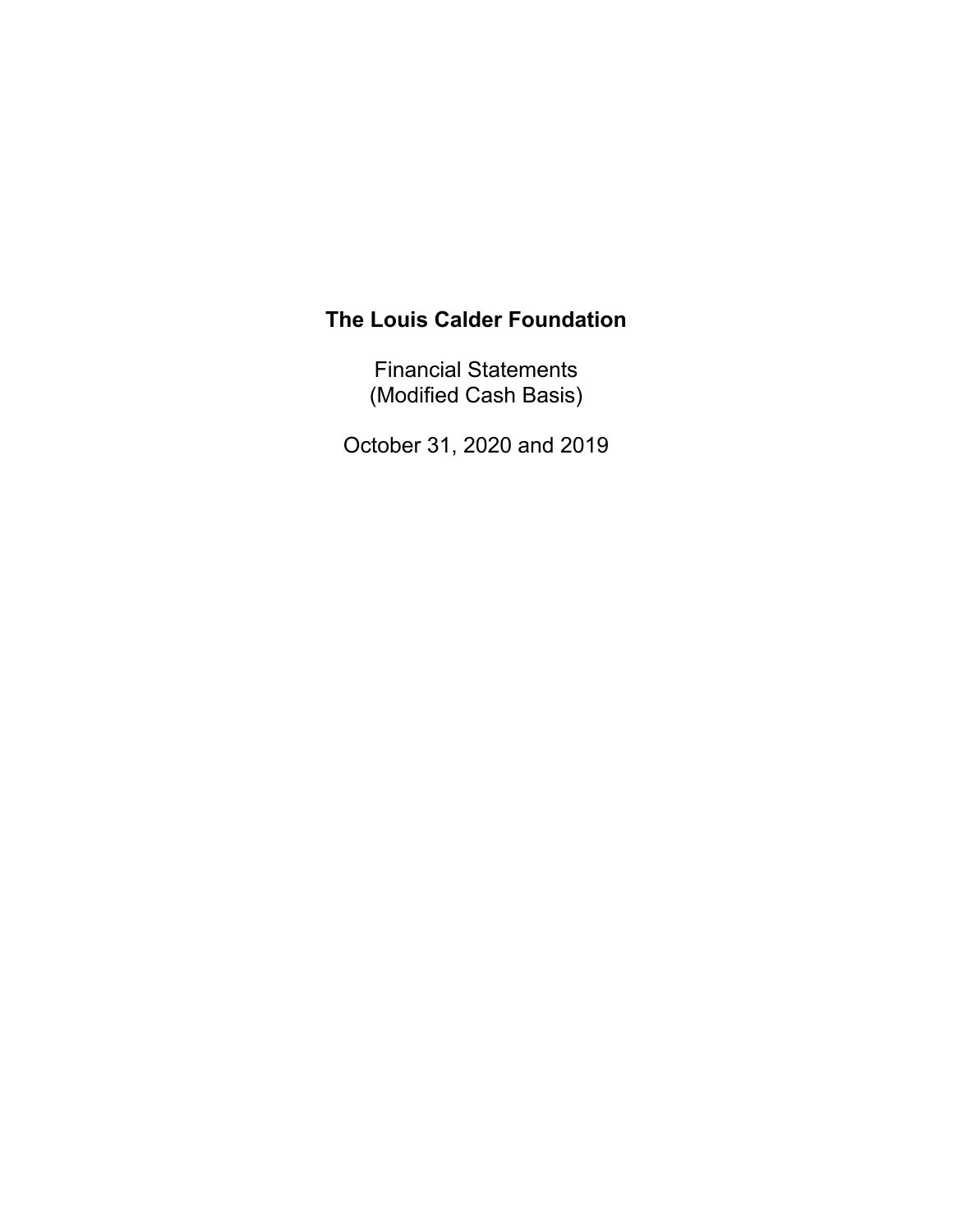# The Louis Calder Foundation

Financial Statements
(Modified Cash Basis)

October 31, 2020 and 2019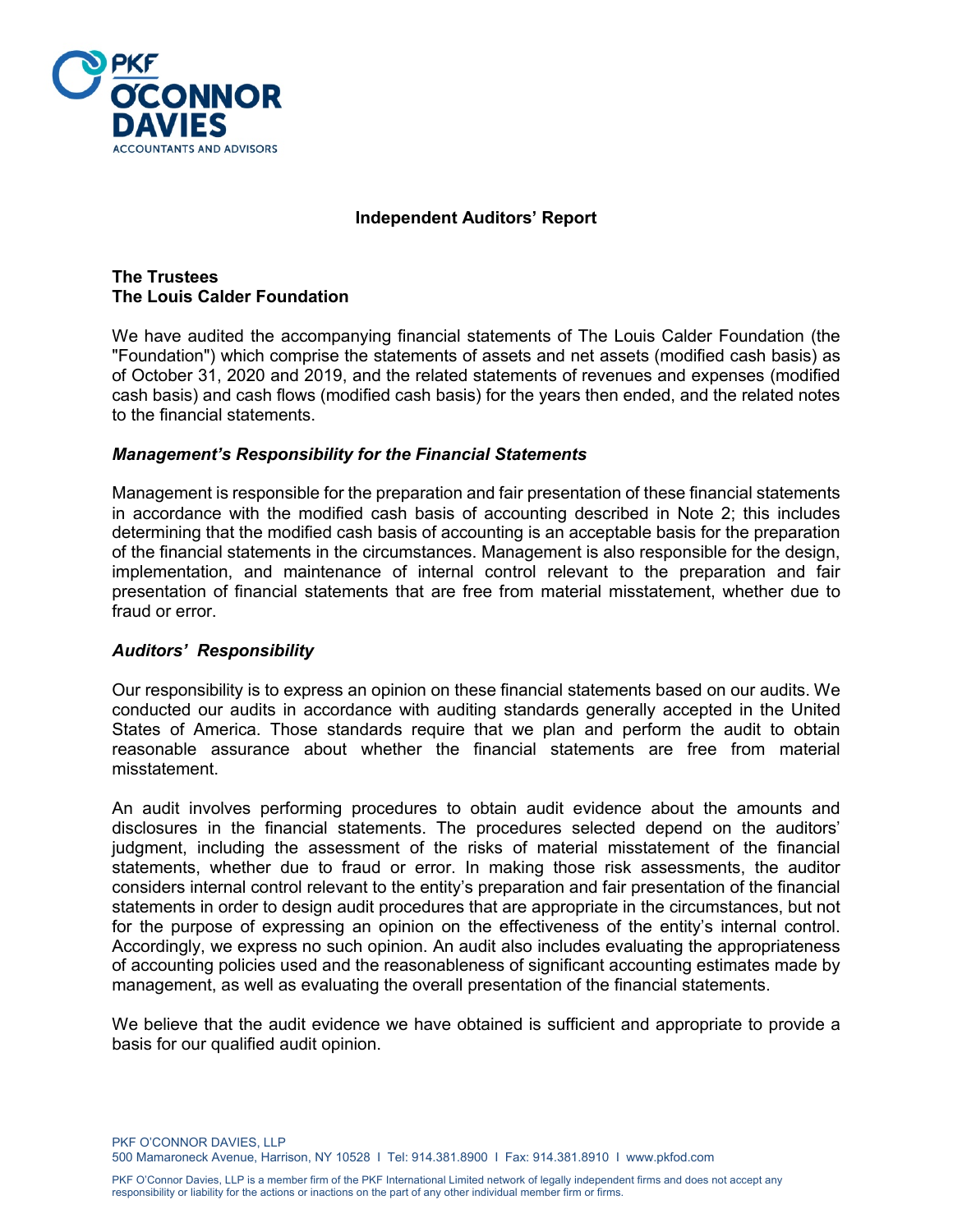PKF O'CONNOR DAVIES
ACCOUNTANTS AND ADVISORS

## Independent Auditors' Report

**The Trustees**
**The Louis Calder Foundation**

We have audited the accompanying financial statements of The Louis Calder Foundation (the "Foundation") which comprise the statements of assets and net assets (modified cash basis) as of October 31, 2020 and 2019, and the related statements of revenues and expenses (modified cash basis) and cash flows (modified cash basis) for the years then ended, and the related notes to the financial statements.

### *Management's Responsibility for the Financial Statements*

Management is responsible for the preparation and fair presentation of these financial statements in accordance with the modified cash basis of accounting described in Note 2; this includes determining that the modified cash basis of accounting is an acceptable basis for the preparation of the financial statements in the circumstances. Management is also responsible for the design, implementation, and maintenance of internal control relevant to the preparation and fair presentation of financial statements that are free from material misstatement, whether due to fraud or error.

### *Auditors' Responsibility*

Our responsibility is to express an opinion on these financial statements based on our audits. We conducted our audits in accordance with auditing standards generally accepted in the United States of America. Those standards require that we plan and perform the audit to obtain reasonable assurance about whether the financial statements are free from material misstatement.

An audit involves performing procedures to obtain audit evidence about the amounts and disclosures in the financial statements. The procedures selected depend on the auditors' judgment, including the assessment of the risks of material misstatement of the financial statements, whether due to fraud or error. In making those risk assessments, the auditor considers internal control relevant to the entity's preparation and fair presentation of the financial statements in order to design audit procedures that are appropriate in the circumstances, but not for the purpose of expressing an opinion on the effectiveness of the entity's internal control. Accordingly, we express no such opinion. An audit also includes evaluating the appropriateness of accounting policies used and the reasonableness of significant accounting estimates made by management, as well as evaluating the overall presentation of the financial statements.

We believe that the audit evidence we have obtained is sufficient and appropriate to provide a basis for our qualified audit opinion.

PKF O'CONNOR DAVIES, LLP
500 Mamaroneck Avenue, Harrison, NY 10528 I Tel: 914.381.8900 I Fax: 914.381.8910 I www.pkfod.com

PKF O'Connor Davies, LLP is a member firm of the PKF International Limited network of legally independent firms and does not accept any responsibility or liability for the actions or inactions on the part of any other individual member firm or firms.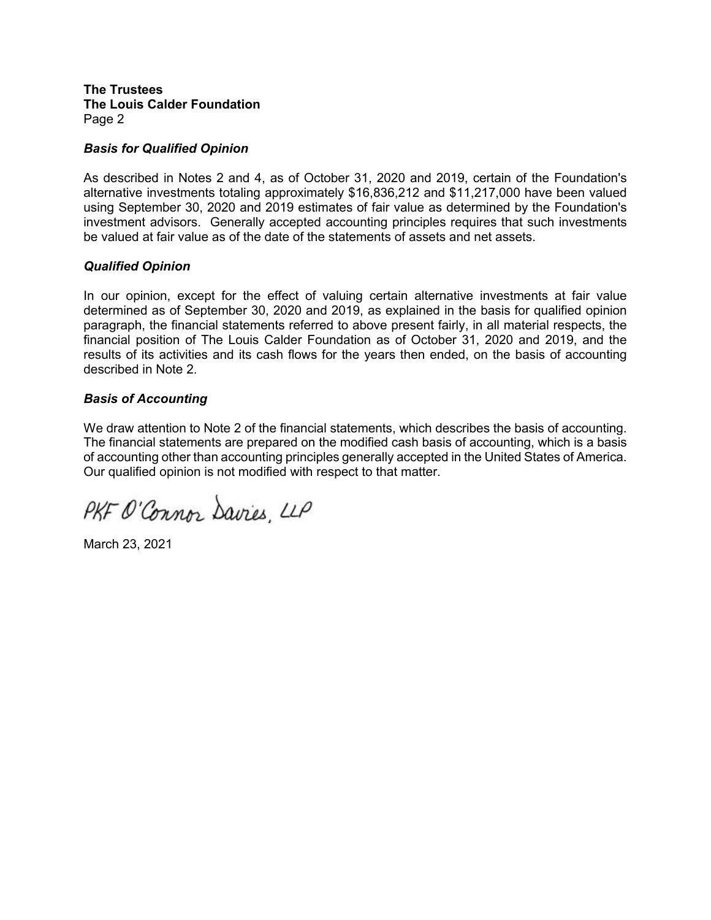**The Trustees**
**The Louis Calder Foundation**
Page 2

### *Basis for Qualified Opinion*

As described in Notes 2 and 4, as of October 31, 2020 and 2019, certain of the Foundation's alternative investments totaling approximately $16,836,212 and $11,217,000 have been valued using September 30, 2020 and 2019 estimates of fair value as determined by the Foundation's investment advisors. Generally accepted accounting principles requires that such investments be valued at fair value as of the date of the statements of assets and net assets.

### *Qualified Opinion*

In our opinion, except for the effect of valuing certain alternative investments at fair value determined as of September 30, 2020 and 2019, as explained in the basis for qualified opinion paragraph, the financial statements referred to above present fairly, in all material respects, the financial position of The Louis Calder Foundation as of October 31, 2020 and 2019, and the results of its activities and its cash flows for the years then ended, on the basis of accounting described in Note 2.

### *Basis of Accounting*

We draw attention to Note 2 of the financial statements, which describes the basis of accounting. The financial statements are prepared on the modified cash basis of accounting, which is a basis of accounting other than accounting principles generally accepted in the United States of America. Our qualified opinion is not modified with respect to that matter.

PKF O'Connor Davies, LLP

March 23, 2021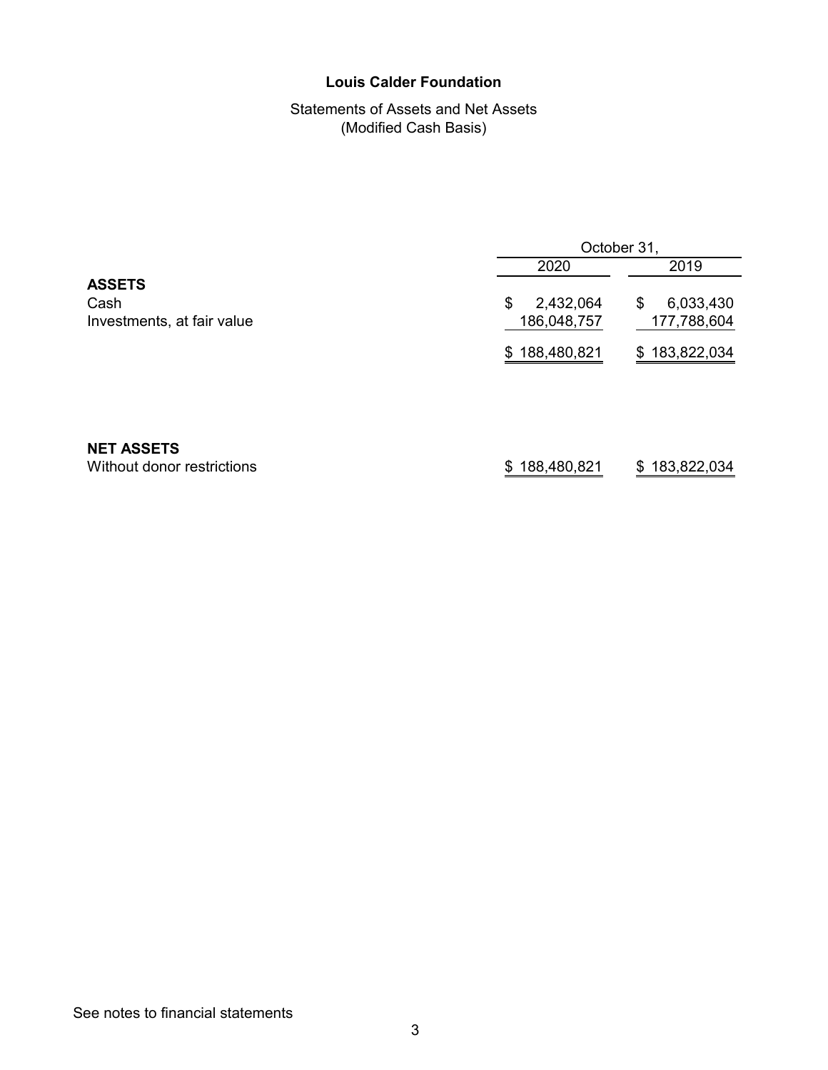# Louis Calder Foundation

Statements of Assets and Net Assets
(Modified Cash Basis)

| | October 31, 2020 | October 31, 2019 |
|---|---|---|
| **ASSETS** | | |
| Cash | $ 2,432,064 | $ 6,033,430 |
| Investments, at fair value | 186,048,757 | 177,788,604 |
| | $ 188,480,821 | $ 183,822,034 |
| **NET ASSETS** | | |
| Without donor restrictions | $ 188,480,821 | $ 183,822,034 |

See notes to financial statements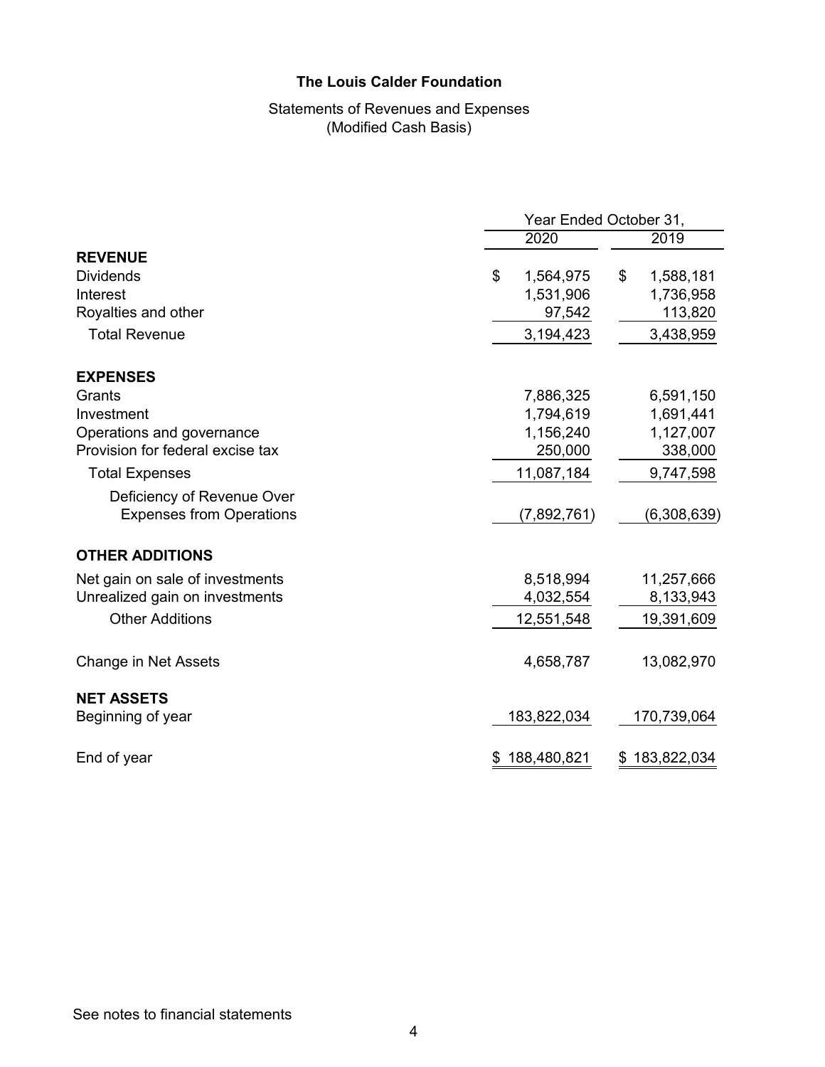# The Louis Calder Foundation

## Statements of Revenues and Expenses
(Modified Cash Basis)

| | Year Ended October 31, | |
|---|---|---|
| | 2020 | 2019 |
| **REVENUE** | | |
| Dividends | $ 1,564,975 | $ 1,588,181 |
| Interest | 1,531,906 | 1,736,958 |
| Royalties and other | 97,542 | 113,820 |
| Total Revenue | 3,194,423 | 3,438,959 |
| **EXPENSES** | | |
| Grants | 7,886,325 | 6,591,150 |
| Investment | 1,794,619 | 1,691,441 |
| Operations and governance | 1,156,240 | 1,127,007 |
| Provision for federal excise tax | 250,000 | 338,000 |
| Total Expenses | 11,087,184 | 9,747,598 |
| Deficiency of Revenue Over Expenses from Operations | (7,892,761) | (6,308,639) |
| **OTHER ADDITIONS** | | |
| Net gain on sale of investments | 8,518,994 | 11,257,666 |
| Unrealized gain on investments | 4,032,554 | 8,133,943 |
| Other Additions | 12,551,548 | 19,391,609 |
| Change in Net Assets | 4,658,787 | 13,082,970 |
| **NET ASSETS** | | |
| Beginning of year | 183,822,034 | 170,739,064 |
| End of year | $ 188,480,821 | $ 183,822,034 |

See notes to financial statements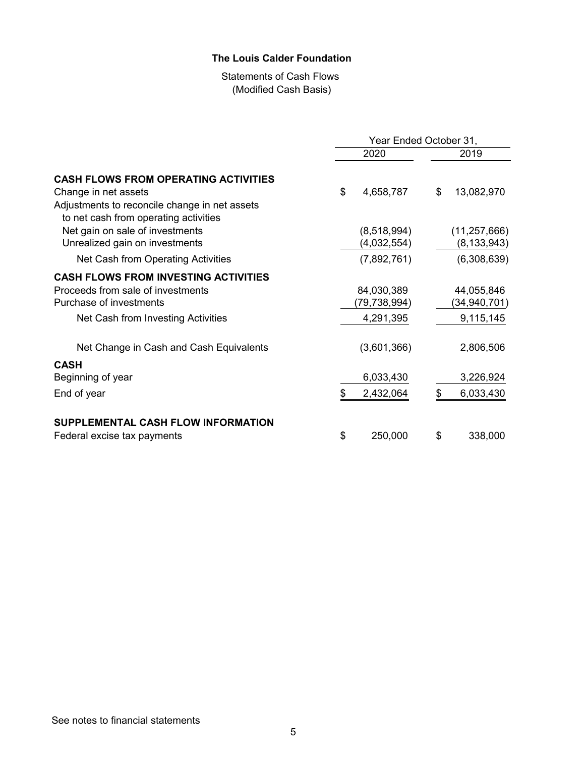# The Louis Calder Foundation

Statements of Cash Flows
(Modified Cash Basis)

| | Year Ended October 31, | |
|---|---|---|
| | 2020 | 2019 |
| **CASH FLOWS FROM OPERATING ACTIVITIES** | | |
| Change in net assets | $ 4,658,787 | $ 13,082,970 |
| Adjustments to reconcile change in net assets to net cash from operating activities | | |
| Net gain on sale of investments | (8,518,994) | (11,257,666) |
| Unrealized gain on investments | (4,032,554) | (8,133,943) |
| Net Cash from Operating Activities | (7,892,761) | (6,308,639) |
| **CASH FLOWS FROM INVESTING ACTIVITIES** | | |
| Proceeds from sale of investments | 84,030,389 | 44,055,846 |
| Purchase of investments | (79,738,994) | (34,940,701) |
| Net Cash from Investing Activities | 4,291,395 | 9,115,145 |
| Net Change in Cash and Cash Equivalents | (3,601,366) | 2,806,506 |
| **CASH** | | |
| Beginning of year | 6,033,430 | 3,226,924 |
| End of year | $ 2,432,064 | $ 6,033,430 |
| **SUPPLEMENTAL CASH FLOW INFORMATION** | | |
| Federal excise tax payments | $ 250,000 | $ 338,000 |

See notes to financial statements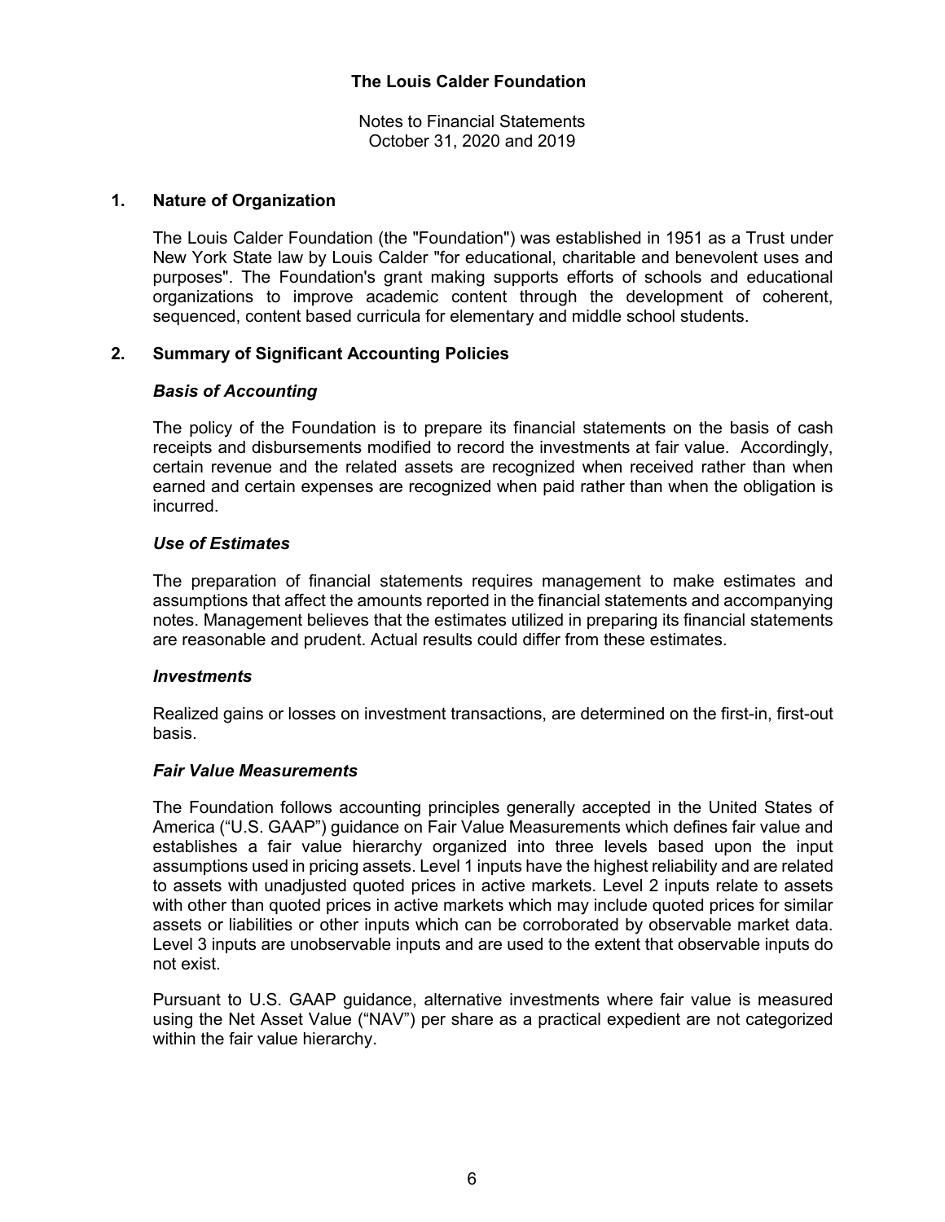# The Louis Calder Foundation

Notes to Financial Statements
October 31, 2020 and 2019

## 1. Nature of Organization

The Louis Calder Foundation (the "Foundation") was established in 1951 as a Trust under New York State law by Louis Calder "for educational, charitable and benevolent uses and purposes". The Foundation's grant making supports efforts of schools and educational organizations to improve academic content through the development of coherent, sequenced, content based curricula for elementary and middle school students.

## 2. Summary of Significant Accounting Policies

### *Basis of Accounting*

The policy of the Foundation is to prepare its financial statements on the basis of cash receipts and disbursements modified to record the investments at fair value. Accordingly, certain revenue and the related assets are recognized when received rather than when earned and certain expenses are recognized when paid rather than when the obligation is incurred.

### *Use of Estimates*

The preparation of financial statements requires management to make estimates and assumptions that affect the amounts reported in the financial statements and accompanying notes. Management believes that the estimates utilized in preparing its financial statements are reasonable and prudent. Actual results could differ from these estimates.

### *Investments*

Realized gains or losses on investment transactions, are determined on the first-in, first-out basis.

### *Fair Value Measurements*

The Foundation follows accounting principles generally accepted in the United States of America ("U.S. GAAP") guidance on Fair Value Measurements which defines fair value and establishes a fair value hierarchy organized into three levels based upon the input assumptions used in pricing assets. Level 1 inputs have the highest reliability and are related to assets with unadjusted quoted prices in active markets. Level 2 inputs relate to assets with other than quoted prices in active markets which may include quoted prices for similar assets or liabilities or other inputs which can be corroborated by observable market data. Level 3 inputs are unobservable inputs and are used to the extent that observable inputs do not exist.

Pursuant to U.S. GAAP guidance, alternative investments where fair value is measured using the Net Asset Value ("NAV") per share as a practical expedient are not categorized within the fair value hierarchy.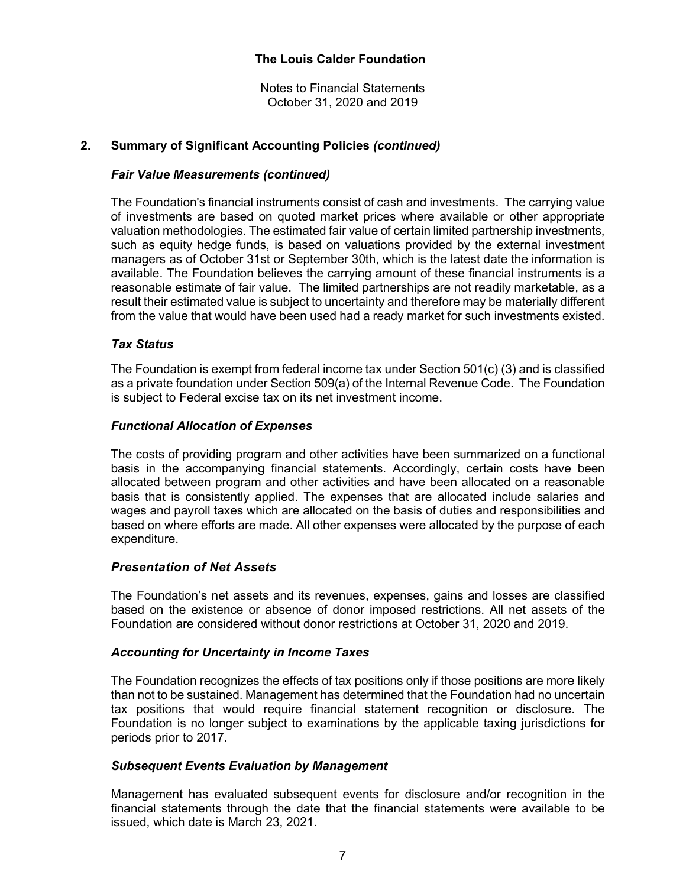## 2. Summary of Significant Accounting Policies *(continued)*

### *Fair Value Measurements (continued)*

The Foundation's financial instruments consist of cash and investments. The carrying value of investments are based on quoted market prices where available or other appropriate valuation methodologies. The estimated fair value of certain limited partnership investments, such as equity hedge funds, is based on valuations provided by the external investment managers as of October 31st or September 30th, which is the latest date the information is available. The Foundation believes the carrying amount of these financial instruments is a reasonable estimate of fair value. The limited partnerships are not readily marketable, as a result their estimated value is subject to uncertainty and therefore may be materially different from the value that would have been used had a ready market for such investments existed.

### *Tax Status*

The Foundation is exempt from federal income tax under Section 501(c) (3) and is classified as a private foundation under Section 509(a) of the Internal Revenue Code. The Foundation is subject to Federal excise tax on its net investment income.

### *Functional Allocation of Expenses*

The costs of providing program and other activities have been summarized on a functional basis in the accompanying financial statements. Accordingly, certain costs have been allocated between program and other activities and have been allocated on a reasonable basis that is consistently applied. The expenses that are allocated include salaries and wages and payroll taxes which are allocated on the basis of duties and responsibilities and based on where efforts are made. All other expenses were allocated by the purpose of each expenditure.

### *Presentation of Net Assets*

The Foundation's net assets and its revenues, expenses, gains and losses are classified based on the existence or absence of donor imposed restrictions. All net assets of the Foundation are considered without donor restrictions at October 31, 2020 and 2019.

### *Accounting for Uncertainty in Income Taxes*

The Foundation recognizes the effects of tax positions only if those positions are more likely than not to be sustained. Management has determined that the Foundation had no uncertain tax positions that would require financial statement recognition or disclosure. The Foundation is no longer subject to examinations by the applicable taxing jurisdictions for periods prior to 2017.

### *Subsequent Events Evaluation by Management*

Management has evaluated subsequent events for disclosure and/or recognition in the financial statements through the date that the financial statements were available to be issued, which date is March 23, 2021.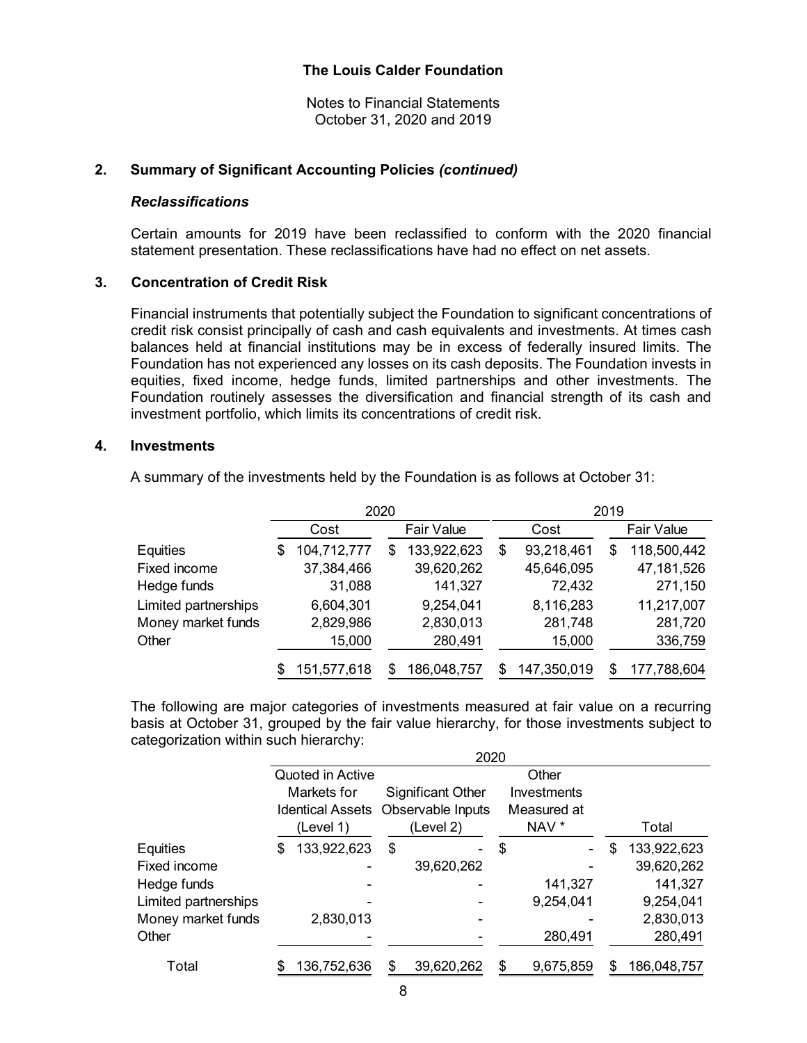**The Louis Calder Foundation**

Notes to Financial Statements
October 31, 2020 and 2019

## 2. Summary of Significant Accounting Policies *(continued)*

### *Reclassifications*

Certain amounts for 2019 have been reclassified to conform with the 2020 financial statement presentation. These reclassifications have had no effect on net assets.

## 3. Concentration of Credit Risk

Financial instruments that potentially subject the Foundation to significant concentrations of credit risk consist principally of cash and cash equivalents and investments. At times cash balances held at financial institutions may be in excess of federally insured limits. The Foundation has not experienced any losses on its cash deposits. The Foundation invests in equities, fixed income, hedge funds, limited partnerships and other investments. The Foundation routinely assesses the diversification and financial strength of its cash and investment portfolio, which limits its concentrations of credit risk.

## 4. Investments

A summary of the investments held by the Foundation is as follows at October 31:

| | 2020 | | 2019 | |
|---|---|---|---|---|
| | Cost | Fair Value | Cost | Fair Value |
| Equities | $ 104,712,777 | $ 133,922,623 | $ 93,218,461 | $ 118,500,442 |
| Fixed income | 37,384,466 | 39,620,262 | 45,646,095 | 47,181,526 |
| Hedge funds | 31,088 | 141,327 | 72,432 | 271,150 |
| Limited partnerships | 6,604,301 | 9,254,041 | 8,116,283 | 11,217,007 |
| Money market funds | 2,829,986 | 2,830,013 | 281,748 | 281,720 |
| Other | 15,000 | 280,491 | 15,000 | 336,759 |
| | $ 151,577,618 | $ 186,048,757 | $ 147,350,019 | $ 177,788,604 |

The following are major categories of investments measured at fair value on a recurring basis at October 31, grouped by the fair value hierarchy, for those investments subject to categorization within such hierarchy:

| | 2020 | | | |
|---|---|---|---|---|
| | Quoted in Active Markets for Identical Assets (Level 1) | Significant Other Observable Inputs (Level 2) | Other Investments Measured at NAV * | Total |
| Equities | $ 133,922,623 | $ - | $ - | $ 133,922,623 |
| Fixed income | - | 39,620,262 | - | 39,620,262 |
| Hedge funds | - | - | 141,327 | 141,327 |
| Limited partnerships | - | - | 9,254,041 | 9,254,041 |
| Money market funds | 2,830,013 | - | - | 2,830,013 |
| Other | - | - | 280,491 | 280,491 |
| Total | $ 136,752,636 | $ 39,620,262 | $ 9,675,859 | $ 186,048,757 |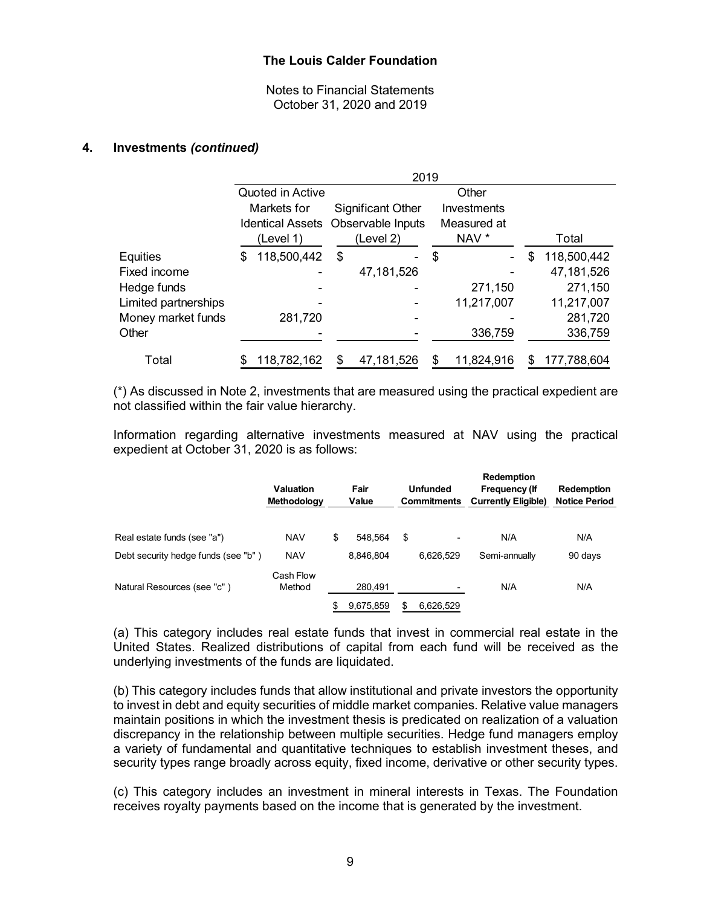# The Louis Calder Foundation

Notes to Financial Statements
October 31, 2020 and 2019

## 4. Investments *(continued)*

| | 2019 | | | |
|---|---|---|---|---|
| | Quoted in Active Markets for Identical Assets (Level 1) | Significant Other Observable Inputs (Level 2) | Other Investments Measured at NAV * | Total |
| Equities | $ 118,500,442 | $ - | $ - | $ 118,500,442 |
| Fixed income | - | 47,181,526 | - | 47,181,526 |
| Hedge funds | - | - | 271,150 | 271,150 |
| Limited partnerships | - | - | 11,217,007 | 11,217,007 |
| Money market funds | 281,720 | - | - | 281,720 |
| Other | - | - | 336,759 | 336,759 |
| Total | $ 118,782,162 | $ 47,181,526 | $ 11,824,916 | $ 177,788,604 |

(*) As discussed in Note 2, investments that are measured using the practical expedient are not classified within the fair value hierarchy.

Information regarding alternative investments measured at NAV using the practical expedient at October 31, 2020 is as follows:

| | Valuation Methodology | Fair Value | Unfunded Commitments | Redemption Frequency (If Currently Eligible) | Redemption Notice Period |
|---|---|---|---|---|---|
| Real estate funds (see "a") | NAV | $ 548,564 | $ - | N/A | N/A |
| Debt security hedge funds (see "b" ) | NAV | 8,846,804 | 6,626,529 | Semi-annually | 90 days |
| Natural Resources (see "c" ) | Cash Flow Method | 280,491 | - | N/A | N/A |
| | | $ 9,675,859 | $ 6,626,529 | | |

(a) This category includes real estate funds that invest in commercial real estate in the United States. Realized distributions of capital from each fund will be received as the underlying investments of the funds are liquidated.

(b) This category includes funds that allow institutional and private investors the opportunity to invest in debt and equity securities of middle market companies. Relative value managers maintain positions in which the investment thesis is predicated on realization of a valuation discrepancy in the relationship between multiple securities. Hedge fund managers employ a variety of fundamental and quantitative techniques to establish investment theses, and security types range broadly across equity, fixed income, derivative or other security types.

(c) This category includes an investment in mineral interests in Texas. The Foundation receives royalty payments based on the income that is generated by the investment.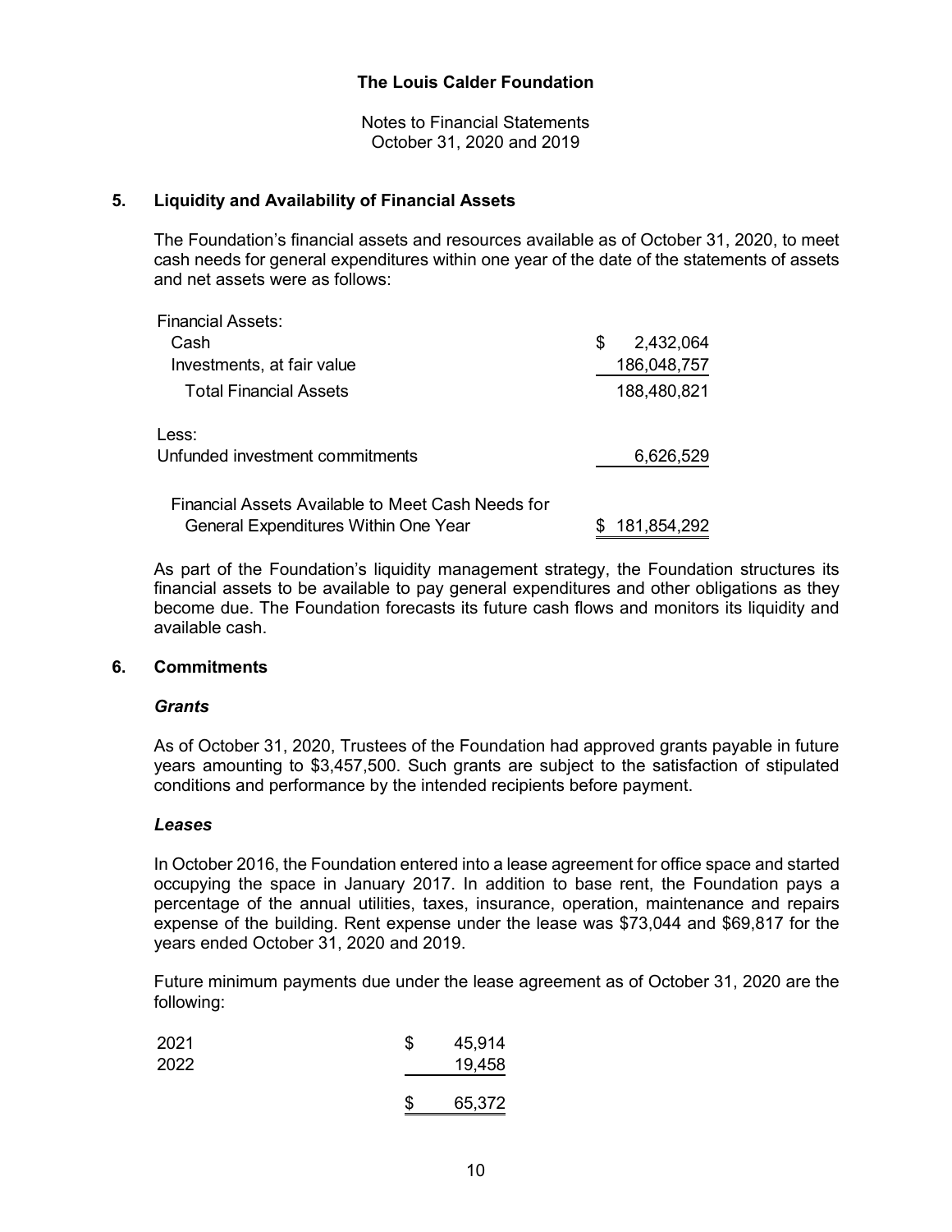# The Louis Calder Foundation

Notes to Financial Statements
October 31, 2020 and 2019

## 5. Liquidity and Availability of Financial Assets

The Foundation's financial assets and resources available as of October 31, 2020, to meet cash needs for general expenditures within one year of the date of the statements of assets and net assets were as follows:

| | |
|---|---|
| Financial Assets: | |
| Cash | $ 2,432,064 |
| Investments, at fair value | 186,048,757 |
| Total Financial Assets | 188,480,821 |
| Less: | |
| Unfunded investment commitments | 6,626,529 |
| Financial Assets Available to Meet Cash Needs for General Expenditures Within One Year | $ 181,854,292 |

As part of the Foundation's liquidity management strategy, the Foundation structures its financial assets to be available to pay general expenditures and other obligations as they become due. The Foundation forecasts its future cash flows and monitors its liquidity and available cash.

## 6. Commitments

### *Grants*

As of October 31, 2020, Trustees of the Foundation had approved grants payable in future years amounting to $3,457,500. Such grants are subject to the satisfaction of stipulated conditions and performance by the intended recipients before payment.

### *Leases*

In October 2016, the Foundation entered into a lease agreement for office space and started occupying the space in January 2017. In addition to base rent, the Foundation pays a percentage of the annual utilities, taxes, insurance, operation, maintenance and repairs expense of the building. Rent expense under the lease was $73,044 and $69,817 for the years ended October 31, 2020 and 2019.

Future minimum payments due under the lease agreement as of October 31, 2020 are the following:

| | |
|---|---|
| 2021 | $ 45,914 |
| 2022 | 19,458 |
| | $ 65,372 |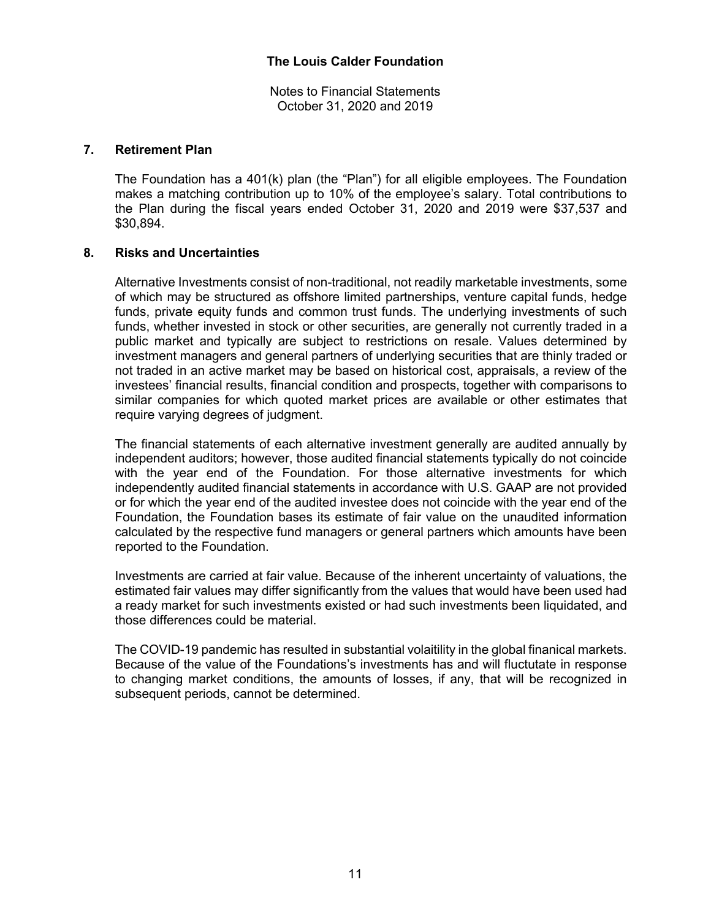**The Louis Calder Foundation**

Notes to Financial Statements
October 31, 2020 and 2019

## 7. Retirement Plan

The Foundation has a 401(k) plan (the "Plan") for all eligible employees. The Foundation makes a matching contribution up to 10% of the employee's salary. Total contributions to the Plan during the fiscal years ended October 31, 2020 and 2019 were $37,537 and $30,894.

## 8. Risks and Uncertainties

Alternative Investments consist of non-traditional, not readily marketable investments, some of which may be structured as offshore limited partnerships, venture capital funds, hedge funds, private equity funds and common trust funds. The underlying investments of such funds, whether invested in stock or other securities, are generally not currently traded in a public market and typically are subject to restrictions on resale. Values determined by investment managers and general partners of underlying securities that are thinly traded or not traded in an active market may be based on historical cost, appraisals, a review of the investees' financial results, financial condition and prospects, together with comparisons to similar companies for which quoted market prices are available or other estimates that require varying degrees of judgment.

The financial statements of each alternative investment generally are audited annually by independent auditors; however, those audited financial statements typically do not coincide with the year end of the Foundation. For those alternative investments for which independently audited financial statements in accordance with U.S. GAAP are not provided or for which the year end of the audited investee does not coincide with the year end of the Foundation, the Foundation bases its estimate of fair value on the unaudited information calculated by the respective fund managers or general partners which amounts have been reported to the Foundation.

Investments are carried at fair value. Because of the inherent uncertainty of valuations, the estimated fair values may differ significantly from the values that would have been used had a ready market for such investments existed or had such investments been liquidated, and those differences could be material.

The COVID-19 pandemic has resulted in substantial volaitility in the global finanical markets. Because of the value of the Foundations's investments has and will fluctutate in response to changing market conditions, the amounts of losses, if any, that will be recognized in subsequent periods, cannot be determined.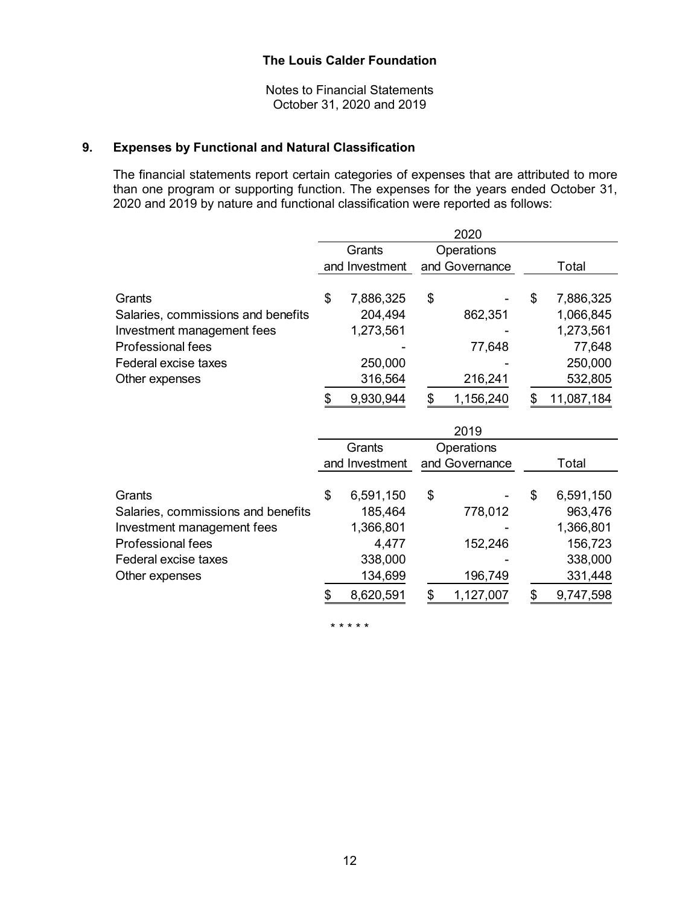**The Louis Calder Foundation**

Notes to Financial Statements
October 31, 2020 and 2019

## 9. Expenses by Functional and Natural Classification

The financial statements report certain categories of expenses that are attributed to more than one program or supporting function. The expenses for the years ended October 31, 2020 and 2019 by nature and functional classification were reported as follows:

| | 2020 | | |
|---|---|---|---|
| | Grants and Investment | Operations and Governance | Total |
| Grants | $ 7,886,325 | $ - | $ 7,886,325 |
| Salaries, commissions and benefits | 204,494 | 862,351 | 1,066,845 |
| Investment management fees | 1,273,561 | - | 1,273,561 |
| Professional fees | - | 77,648 | 77,648 |
| Federal excise taxes | 250,000 | - | 250,000 |
| Other expenses | 316,564 | 216,241 | 532,805 |
| | $ 9,930,944 | $ 1,156,240 | $ 11,087,184 |

| | 2019 | | |
|---|---|---|---|
| | Grants and Investment | Operations and Governance | Total |
| Grants | $ 6,591,150 | $ - | $ 6,591,150 |
| Salaries, commissions and benefits | 185,464 | 778,012 | 963,476 |
| Investment management fees | 1,366,801 | - | 1,366,801 |
| Professional fees | 4,477 | 152,246 | 156,723 |
| Federal excise taxes | 338,000 | - | 338,000 |
| Other expenses | 134,699 | 196,749 | 331,448 |
| | $ 8,620,591 | $ 1,127,007 | $ 9,747,598 |

\* \* \* \* \*